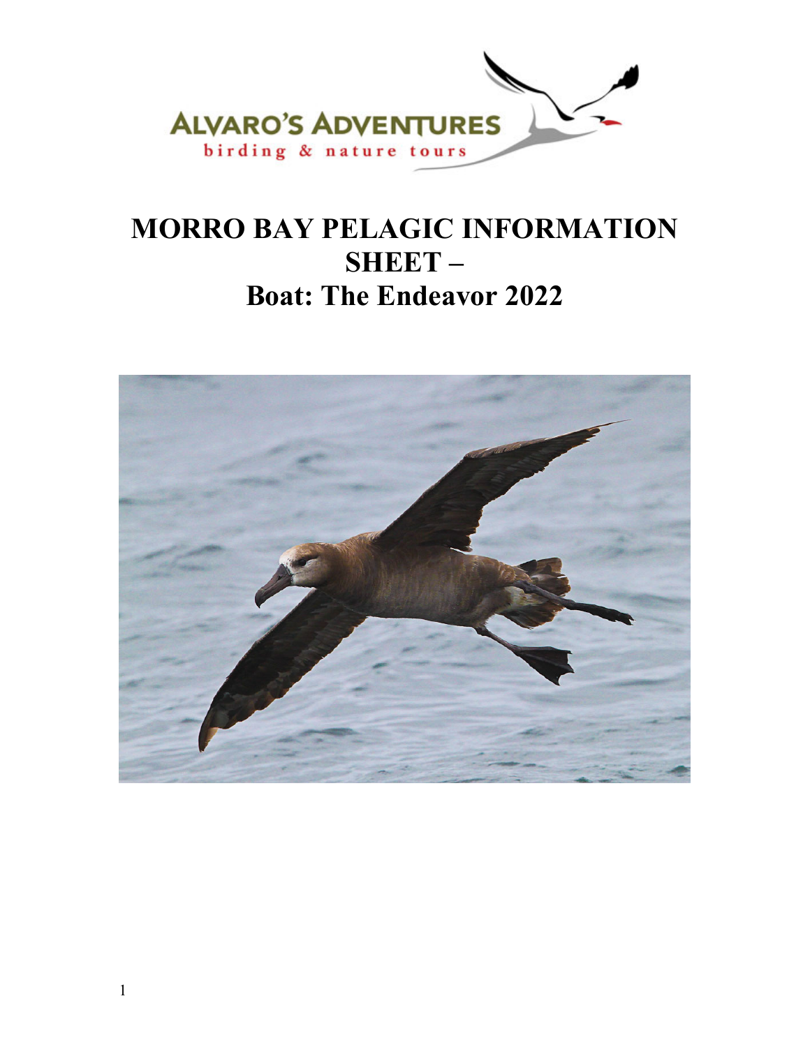ALVARO'S ADVENTURES
birding & nature tours

# MORRO BAY PELAGIC INFORMATION SHEET – Boat: The Endeavor 2022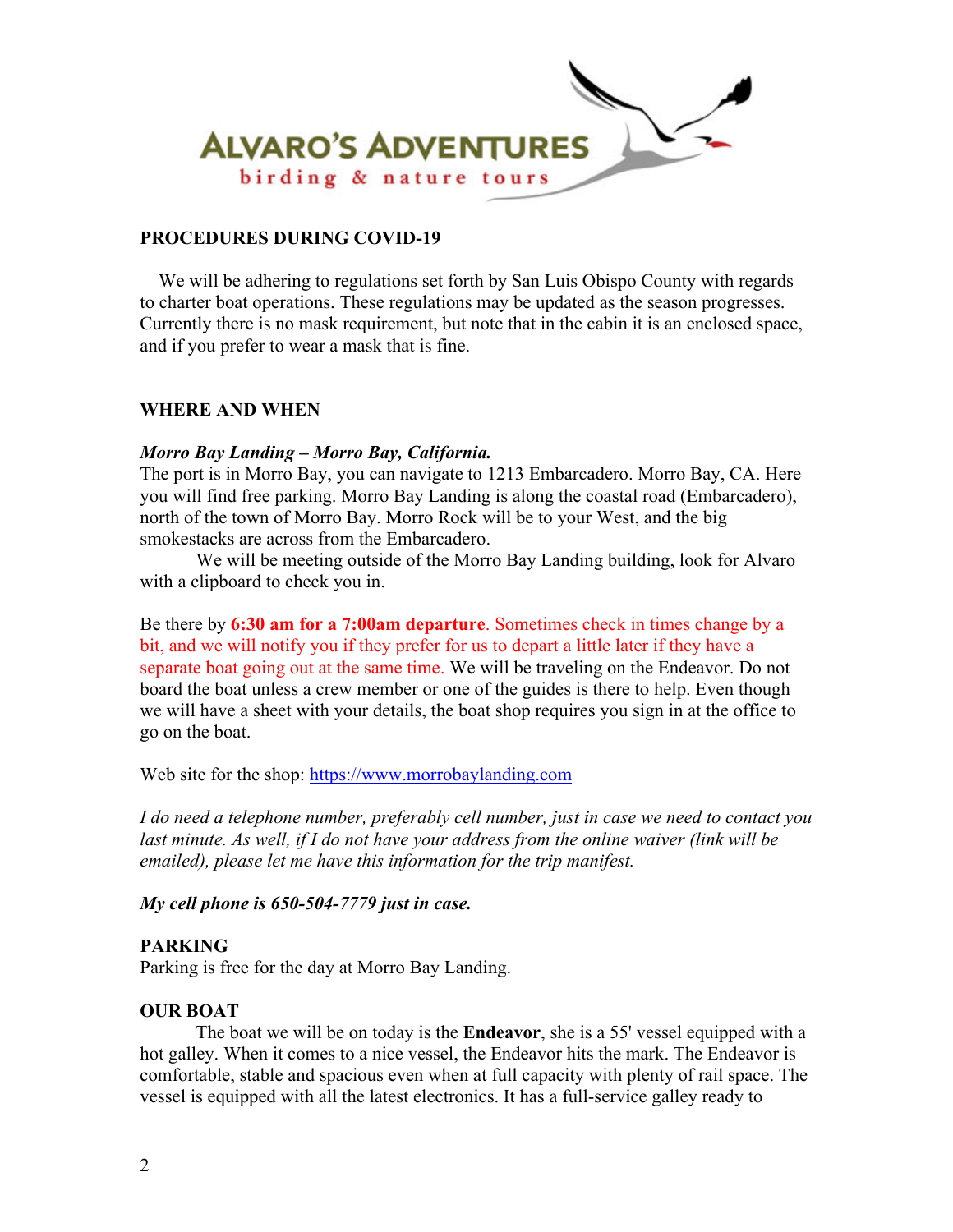ALVARO'S ADVENTURES

birding & nature tours

## PROCEDURES DURING COVID-19

We will be adhering to regulations set forth by San Luis Obispo County with regards to charter boat operations. These regulations may be updated as the season progresses. Currently there is no mask requirement, but note that in the cabin it is an enclosed space, and if you prefer to wear a mask that is fine.

## WHERE AND WHEN

***Morro Bay Landing – Morro Bay, California.***

The port is in Morro Bay, you can navigate to 1213 Embarcadero. Morro Bay, CA. Here you will find free parking. Morro Bay Landing is along the coastal road (Embarcadero), north of the town of Morro Bay. Morro Rock will be to your West, and the big smokestacks are across from the Embarcadero.

We will be meeting outside of the Morro Bay Landing building, look for Alvaro with a clipboard to check you in.

Be there by **6:30 am for a 7:00am departure**. Sometimes check in times change by a bit, and we will notify you if they prefer for us to depart a little later if they have a separate boat going out at the same time. We will be traveling on the Endeavor. Do not board the boat unless a crew member or one of the guides is there to help. Even though we will have a sheet with your details, the boat shop requires you sign in at the office to go on the boat.

Web site for the shop: https://www.morrobaylanding.com

*I do need a telephone number, preferably cell number, just in case we need to contact you last minute. As well, if I do not have your address from the online waiver (link will be emailed), please let me have this information for the trip manifest.*

***My cell phone is 650-504-7779 just in case.***

## PARKING

Parking is free for the day at Morro Bay Landing.

## OUR BOAT

The boat we will be on today is the **Endeavor**, she is a 55' vessel equipped with a hot galley. When it comes to a nice vessel, the Endeavor hits the mark. The Endeavor is comfortable, stable and spacious even when at full capacity with plenty of rail space. The vessel is equipped with all the latest electronics. It has a full-service galley ready to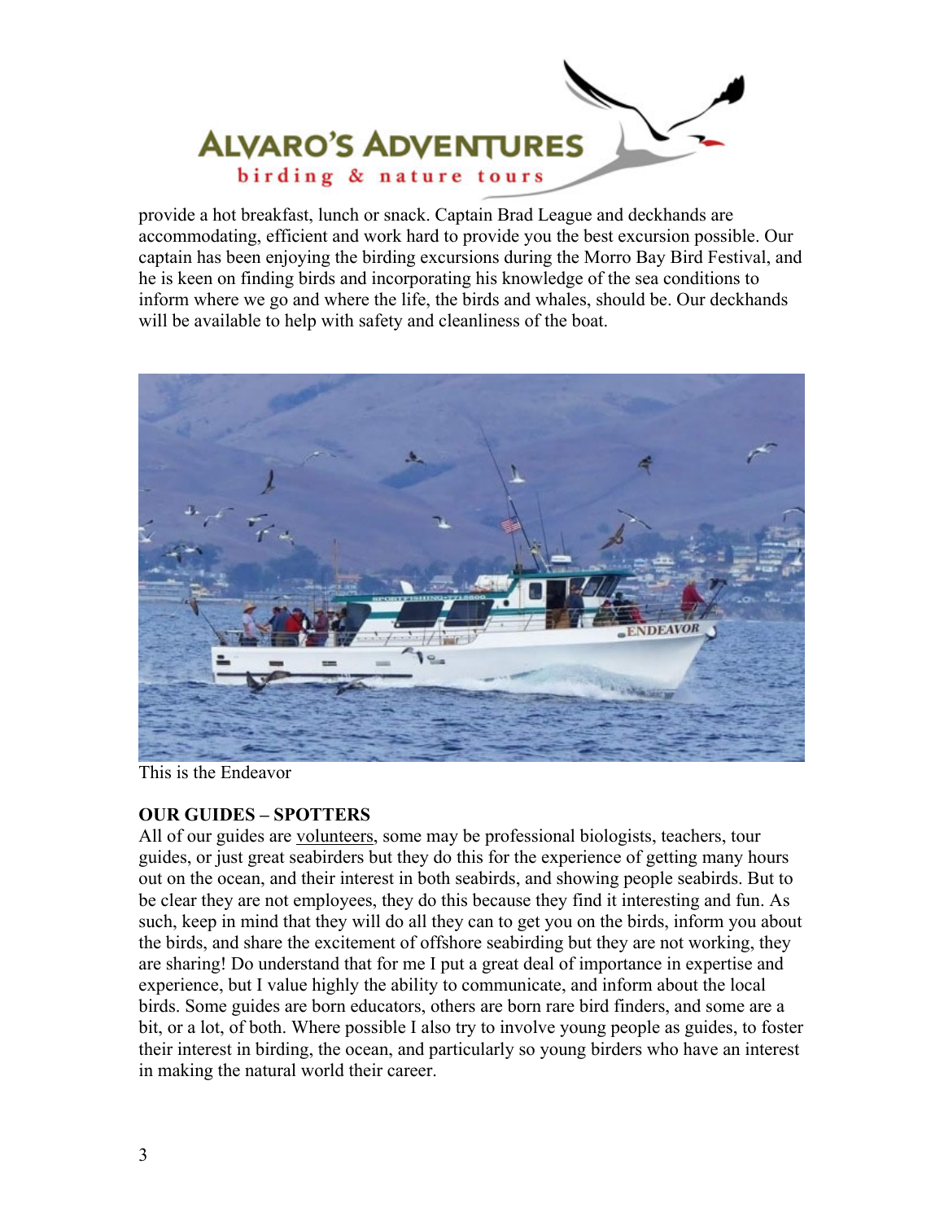provide a hot breakfast, lunch or snack. Captain Brad League and deckhands are accommodating, efficient and work hard to provide you the best excursion possible. Our captain has been enjoying the birding excursions during the Morro Bay Bird Festival, and he is keen on finding birds and incorporating his knowledge of the sea conditions to inform where we go and where the life, the birds and whales, should be. Our deckhands will be available to help with safety and cleanliness of the boat.

This is the Endeavor

**OUR GUIDES – SPOTTERS**

All of our guides are volunteers, some may be professional biologists, teachers, tour guides, or just great seabirders but they do this for the experience of getting many hours out on the ocean, and their interest in both seabirds, and showing people seabirds. But to be clear they are not employees, they do this because they find it interesting and fun. As such, keep in mind that they will do all they can to get you on the birds, inform you about the birds, and share the excitement of offshore seabirding but they are not working, they are sharing! Do understand that for me I put a great deal of importance in expertise and experience, but I value highly the ability to communicate, and inform about the local birds. Some guides are born educators, others are born rare bird finders, and some are a bit, or a lot, of both. Where possible I also try to involve young people as guides, to foster their interest in birding, the ocean, and particularly so young birders who have an interest in making the natural world their career.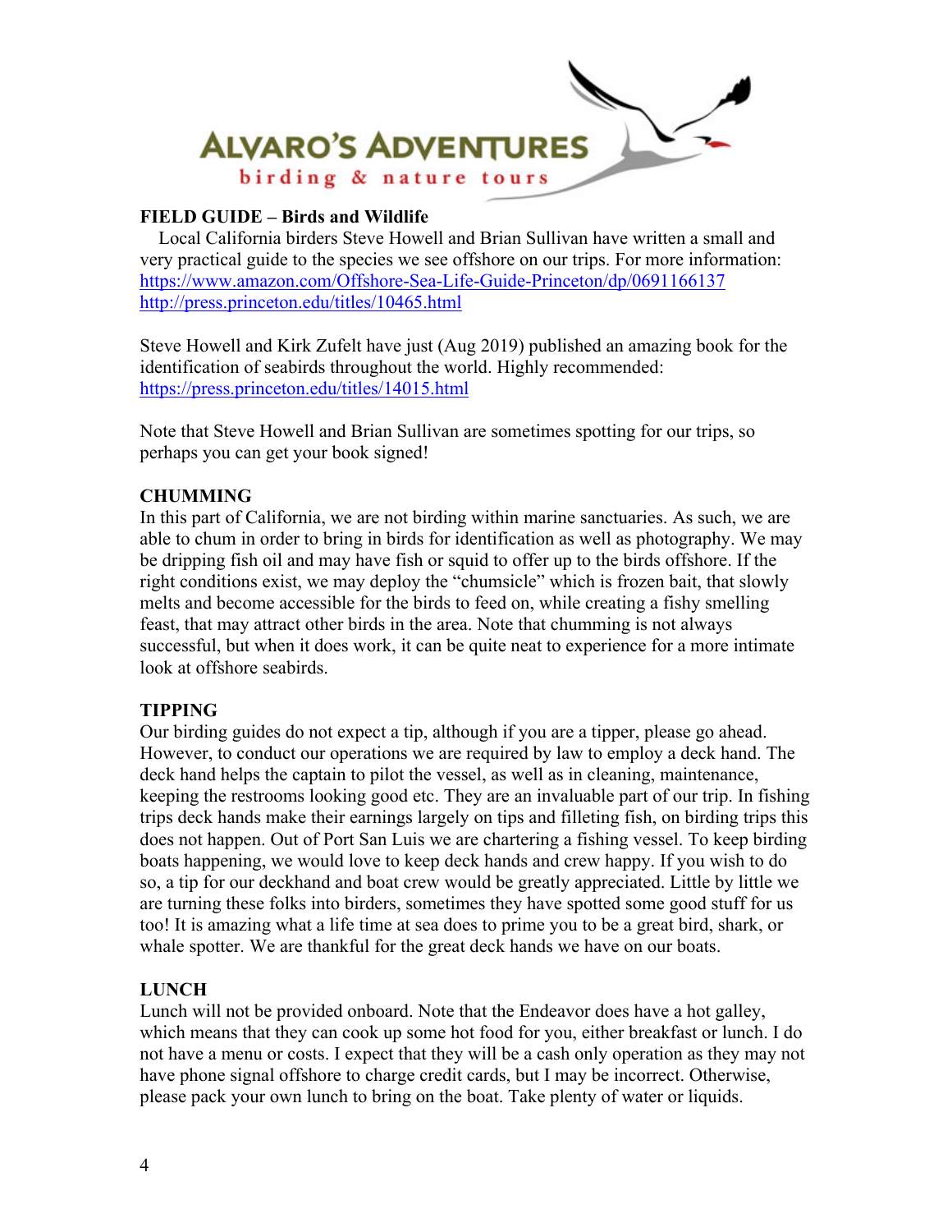ALVARO'S ADVENTURES

birding & nature tours

**FIELD GUIDE – Birds and Wildlife**

Local California birders Steve Howell and Brian Sullivan have written a small and very practical guide to the species we see offshore on our trips. For more information:
https://www.amazon.com/Offshore-Sea-Life-Guide-Princeton/dp/0691166137
http://press.princeton.edu/titles/10465.html

Steve Howell and Kirk Zufelt have just (Aug 2019) published an amazing book for the identification of seabirds throughout the world. Highly recommended:
https://press.princeton.edu/titles/14015.html

Note that Steve Howell and Brian Sullivan are sometimes spotting for our trips, so perhaps you can get your book signed!

**CHUMMING**

In this part of California, we are not birding within marine sanctuaries. As such, we are able to chum in order to bring in birds for identification as well as photography. We may be dripping fish oil and may have fish or squid to offer up to the birds offshore. If the right conditions exist, we may deploy the "chumsicle" which is frozen bait, that slowly melts and become accessible for the birds to feed on, while creating a fishy smelling feast, that may attract other birds in the area. Note that chumming is not always successful, but when it does work, it can be quite neat to experience for a more intimate look at offshore seabirds.

**TIPPING**

Our birding guides do not expect a tip, although if you are a tipper, please go ahead. However, to conduct our operations we are required by law to employ a deck hand. The deck hand helps the captain to pilot the vessel, as well as in cleaning, maintenance, keeping the restrooms looking good etc. They are an invaluable part of our trip. In fishing trips deck hands make their earnings largely on tips and filleting fish, on birding trips this does not happen. Out of Port San Luis we are chartering a fishing vessel. To keep birding boats happening, we would love to keep deck hands and crew happy. If you wish to do so, a tip for our deckhand and boat crew would be greatly appreciated. Little by little we are turning these folks into birders, sometimes they have spotted some good stuff for us too! It is amazing what a life time at sea does to prime you to be a great bird, shark, or whale spotter. We are thankful for the great deck hands we have on our boats.

**LUNCH**

Lunch will not be provided onboard. Note that the Endeavor does have a hot galley, which means that they can cook up some hot food for you, either breakfast or lunch. I do not have a menu or costs. I expect that they will be a cash only operation as they may not have phone signal offshore to charge credit cards, but I may be incorrect. Otherwise, please pack your own lunch to bring on the boat. Take plenty of water or liquids.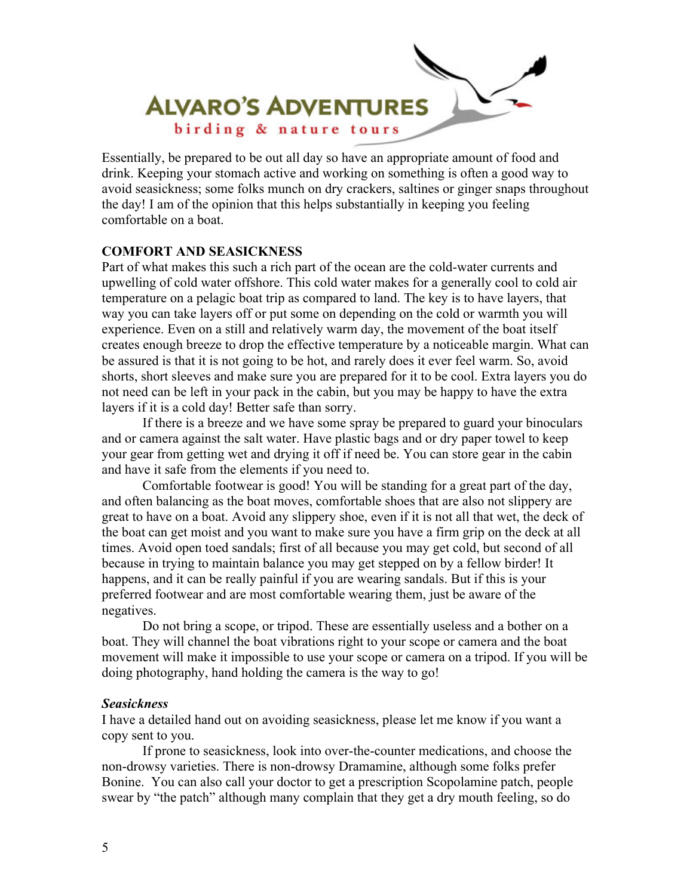Essentially, be prepared to be out all day so have an appropriate amount of food and drink. Keeping your stomach active and working on something is often a good way to avoid seasickness; some folks munch on dry crackers, saltines or ginger snaps throughout the day! I am of the opinion that this helps substantially in keeping you feeling comfortable on a boat.

## COMFORT AND SEASICKNESS

Part of what makes this such a rich part of the ocean are the cold-water currents and upwelling of cold water offshore. This cold water makes for a generally cool to cold air temperature on a pelagic boat trip as compared to land. The key is to have layers, that way you can take layers off or put some on depending on the cold or warmth you will experience. Even on a still and relatively warm day, the movement of the boat itself creates enough breeze to drop the effective temperature by a noticeable margin. What can be assured is that it is not going to be hot, and rarely does it ever feel warm. So, avoid shorts, short sleeves and make sure you are prepared for it to be cool. Extra layers you do not need can be left in your pack in the cabin, but you may be happy to have the extra layers if it is a cold day! Better safe than sorry.

If there is a breeze and we have some spray be prepared to guard your binoculars and or camera against the salt water. Have plastic bags and or dry paper towel to keep your gear from getting wet and drying it off if need be. You can store gear in the cabin and have it safe from the elements if you need to.

Comfortable footwear is good! You will be standing for a great part of the day, and often balancing as the boat moves, comfortable shoes that are also not slippery are great to have on a boat. Avoid any slippery shoe, even if it is not all that wet, the deck of the boat can get moist and you want to make sure you have a firm grip on the deck at all times. Avoid open toed sandals; first of all because you may get cold, but second of all because in trying to maintain balance you may get stepped on by a fellow birder! It happens, and it can be really painful if you are wearing sandals. But if this is your preferred footwear and are most comfortable wearing them, just be aware of the negatives.

Do not bring a scope, or tripod. These are essentially useless and a bother on a boat. They will channel the boat vibrations right to your scope or camera and the boat movement will make it impossible to use your scope or camera on a tripod. If you will be doing photography, hand holding the camera is the way to go!

### *Seasickness*

I have a detailed hand out on avoiding seasickness, please let me know if you want a copy sent to you.

If prone to seasickness, look into over-the-counter medications, and choose the non-drowsy varieties. There is non-drowsy Dramamine, although some folks prefer Bonine. You can also call your doctor to get a prescription Scopolamine patch, people swear by "the patch" although many complain that they get a dry mouth feeling, so do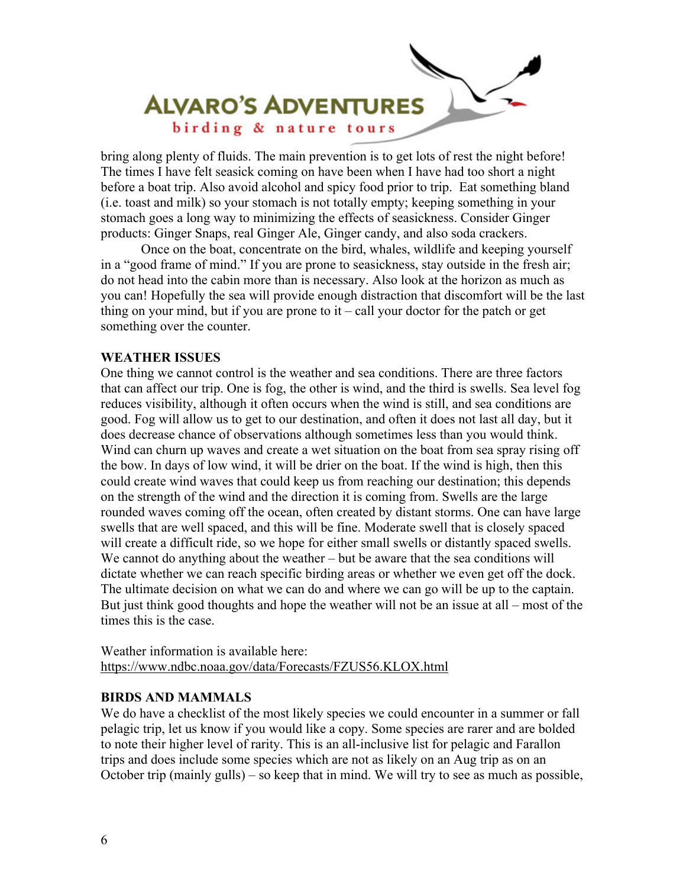bring along plenty of fluids. The main prevention is to get lots of rest the night before! The times I have felt seasick coming on have been when I have had too short a night before a boat trip. Also avoid alcohol and spicy food prior to trip. Eat something bland (i.e. toast and milk) so your stomach is not totally empty; keeping something in your stomach goes a long way to minimizing the effects of seasickness. Consider Ginger products: Ginger Snaps, real Ginger Ale, Ginger candy, and also soda crackers.

Once on the boat, concentrate on the bird, whales, wildlife and keeping yourself in a "good frame of mind." If you are prone to seasickness, stay outside in the fresh air; do not head into the cabin more than is necessary. Also look at the horizon as much as you can! Hopefully the sea will provide enough distraction that discomfort will be the last thing on your mind, but if you are prone to it – call your doctor for the patch or get something over the counter.

**WEATHER ISSUES**

One thing we cannot control is the weather and sea conditions. There are three factors that can affect our trip. One is fog, the other is wind, and the third is swells. Sea level fog reduces visibility, although it often occurs when the wind is still, and sea conditions are good. Fog will allow us to get to our destination, and often it does not last all day, but it does decrease chance of observations although sometimes less than you would think. Wind can churn up waves and create a wet situation on the boat from sea spray rising off the bow. In days of low wind, it will be drier on the boat. If the wind is high, then this could create wind waves that could keep us from reaching our destination; this depends on the strength of the wind and the direction it is coming from. Swells are the large rounded waves coming off the ocean, often created by distant storms. One can have large swells that are well spaced, and this will be fine. Moderate swell that is closely spaced will create a difficult ride, so we hope for either small swells or distantly spaced swells. We cannot do anything about the weather – but be aware that the sea conditions will dictate whether we can reach specific birding areas or whether we even get off the dock. The ultimate decision on what we can do and where we can go will be up to the captain. But just think good thoughts and hope the weather will not be an issue at all – most of the times this is the case.

Weather information is available here:
https://www.ndbc.noaa.gov/data/Forecasts/FZUS56.KLOX.html

**BIRDS AND MAMMALS**

We do have a checklist of the most likely species we could encounter in a summer or fall pelagic trip, let us know if you would like a copy. Some species are rarer and are bolded to note their higher level of rarity. This is an all-inclusive list for pelagic and Farallon trips and does include some species which are not as likely on an Aug trip as on an October trip (mainly gulls) – so keep that in mind. We will try to see as much as possible,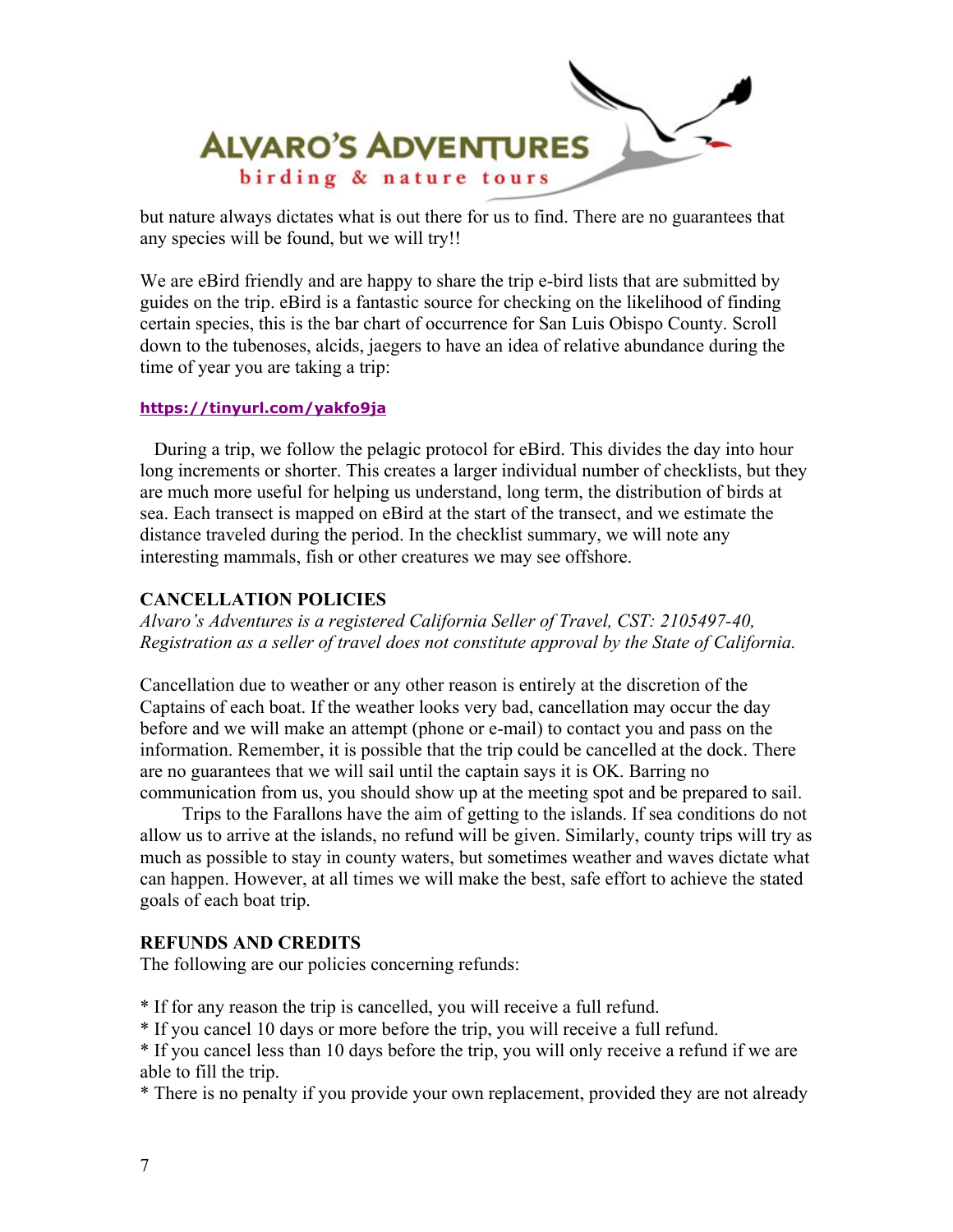but nature always dictates what is out there for us to find. There are no guarantees that any species will be found, but we will try!!

We are eBird friendly and are happy to share the trip e-bird lists that are submitted by guides on the trip. eBird is a fantastic source for checking on the likelihood of finding certain species, this is the bar chart of occurrence for San Luis Obispo County. Scroll down to the tubenoses, alcids, jaegers to have an idea of relative abundance during the time of year you are taking a trip:

**https://tinyurl.com/yakfo9ja**

During a trip, we follow the pelagic protocol for eBird. This divides the day into hour long increments or shorter. This creates a larger individual number of checklists, but they are much more useful for helping us understand, long term, the distribution of birds at sea. Each transect is mapped on eBird at the start of the transect, and we estimate the distance traveled during the period. In the checklist summary, we will note any interesting mammals, fish or other creatures we may see offshore.

### CANCELLATION POLICIES

*Alvaro's Adventures is a registered California Seller of Travel, CST: 2105497-40, Registration as a seller of travel does not constitute approval by the State of California.*

Cancellation due to weather or any other reason is entirely at the discretion of the Captains of each boat. If the weather looks very bad, cancellation may occur the day before and we will make an attempt (phone or e-mail) to contact you and pass on the information. Remember, it is possible that the trip could be cancelled at the dock. There are no guarantees that we will sail until the captain says it is OK. Barring no communication from us, you should show up at the meeting spot and be prepared to sail.

Trips to the Farallons have the aim of getting to the islands. If sea conditions do not allow us to arrive at the islands, no refund will be given. Similarly, county trips will try as much as possible to stay in county waters, but sometimes weather and waves dictate what can happen. However, at all times we will make the best, safe effort to achieve the stated goals of each boat trip.

### REFUNDS AND CREDITS

The following are our policies concerning refunds:

* If for any reason the trip is cancelled, you will receive a full refund.
* If you cancel 10 days or more before the trip, you will receive a full refund.
* If you cancel less than 10 days before the trip, you will only receive a refund if we are able to fill the trip.
* There is no penalty if you provide your own replacement, provided they are not already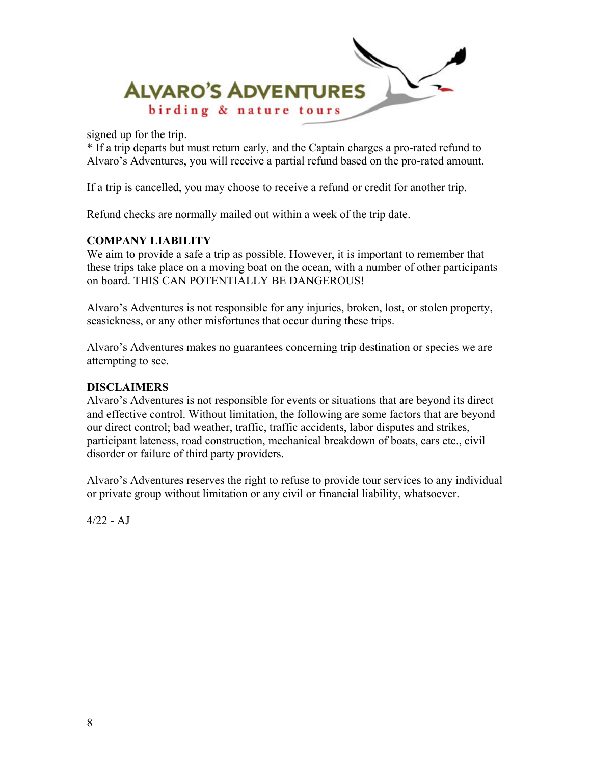signed up for the trip.
* If a trip departs but must return early, and the Captain charges a pro-rated refund to Alvaro's Adventures, you will receive a partial refund based on the pro-rated amount.

If a trip is cancelled, you may choose to receive a refund or credit for another trip.

Refund checks are normally mailed out within a week of the trip date.

**COMPANY LIABILITY**
We aim to provide a safe a trip as possible. However, it is important to remember that these trips take place on a moving boat on the ocean, with a number of other participants on board. THIS CAN POTENTIALLY BE DANGEROUS!

Alvaro's Adventures is not responsible for any injuries, broken, lost, or stolen property, seasickness, or any other misfortunes that occur during these trips.

Alvaro's Adventures makes no guarantees concerning trip destination or species we are attempting to see.

**DISCLAIMERS**
Alvaro's Adventures is not responsible for events or situations that are beyond its direct and effective control. Without limitation, the following are some factors that are beyond our direct control; bad weather, traffic, traffic accidents, labor disputes and strikes, participant lateness, road construction, mechanical breakdown of boats, cars etc., civil disorder or failure of third party providers.

Alvaro's Adventures reserves the right to refuse to provide tour services to any individual or private group without limitation or any civil or financial liability, whatsoever.

4/22 - AJ